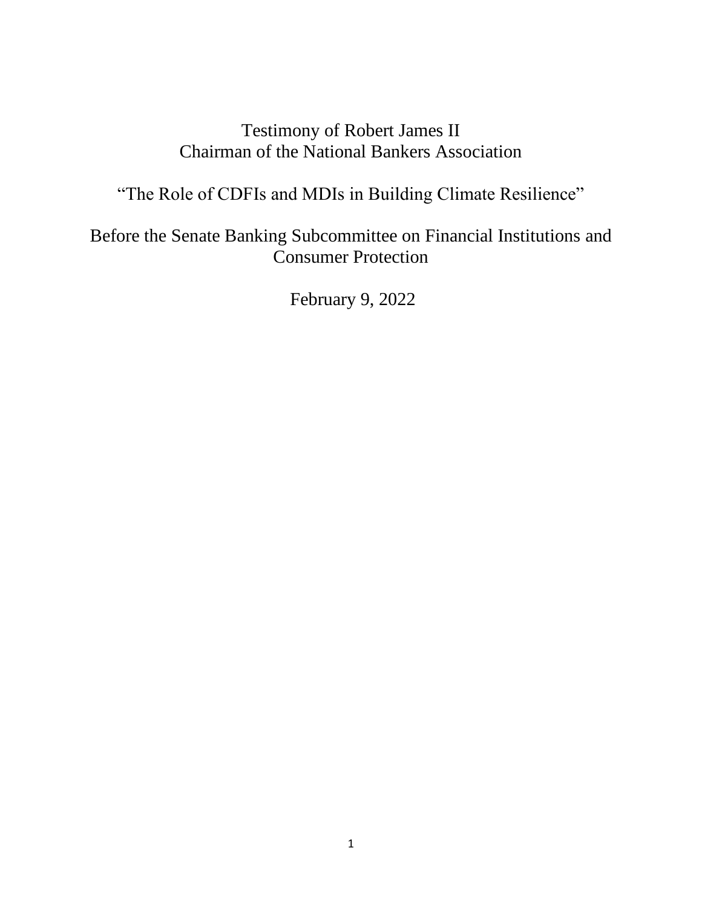Testimony of Robert James II
Chairman of the National Bankers Association

"The Role of CDFIs and MDIs in Building Climate Resilience"

Before the Senate Banking Subcommittee on Financial Institutions and Consumer Protection

February 9, 2022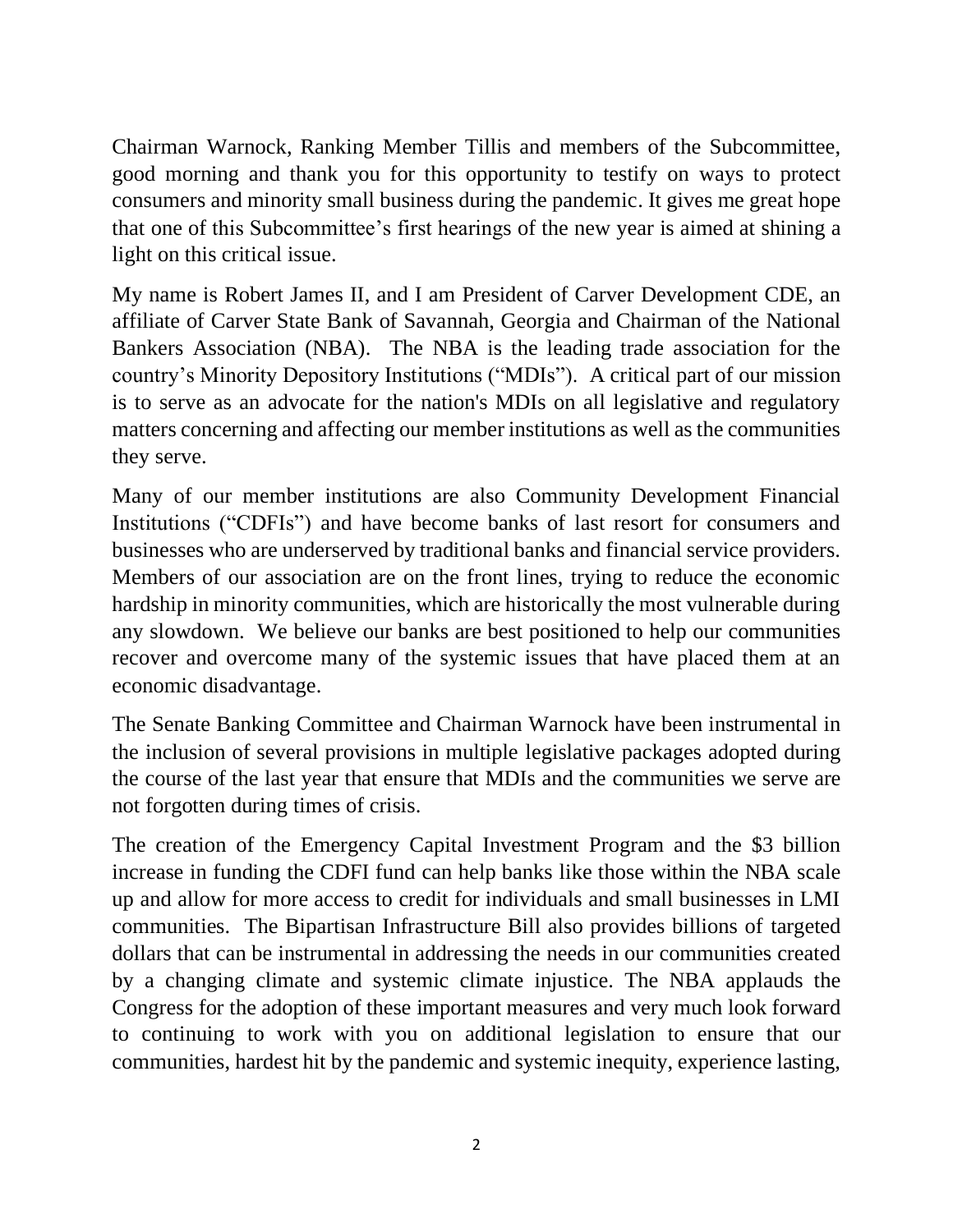Chairman Warnock, Ranking Member Tillis and members of the Subcommittee, good morning and thank you for this opportunity to testify on ways to protect consumers and minority small business during the pandemic. It gives me great hope that one of this Subcommittee's first hearings of the new year is aimed at shining a light on this critical issue.

My name is Robert James II, and I am President of Carver Development CDE, an affiliate of Carver State Bank of Savannah, Georgia and Chairman of the National Bankers Association (NBA). The NBA is the leading trade association for the country's Minority Depository Institutions ("MDIs"). A critical part of our mission is to serve as an advocate for the nation's MDIs on all legislative and regulatory matters concerning and affecting our member institutions as well as the communities they serve.

Many of our member institutions are also Community Development Financial Institutions ("CDFIs") and have become banks of last resort for consumers and businesses who are underserved by traditional banks and financial service providers. Members of our association are on the front lines, trying to reduce the economic hardship in minority communities, which are historically the most vulnerable during any slowdown. We believe our banks are best positioned to help our communities recover and overcome many of the systemic issues that have placed them at an economic disadvantage.

The Senate Banking Committee and Chairman Warnock have been instrumental in the inclusion of several provisions in multiple legislative packages adopted during the course of the last year that ensure that MDIs and the communities we serve are not forgotten during times of crisis.

The creation of the Emergency Capital Investment Program and the $3 billion increase in funding the CDFI fund can help banks like those within the NBA scale up and allow for more access to credit for individuals and small businesses in LMI communities. The Bipartisan Infrastructure Bill also provides billions of targeted dollars that can be instrumental in addressing the needs in our communities created by a changing climate and systemic climate injustice. The NBA applauds the Congress for the adoption of these important measures and very much look forward to continuing to work with you on additional legislation to ensure that our communities, hardest hit by the pandemic and systemic inequity, experience lasting,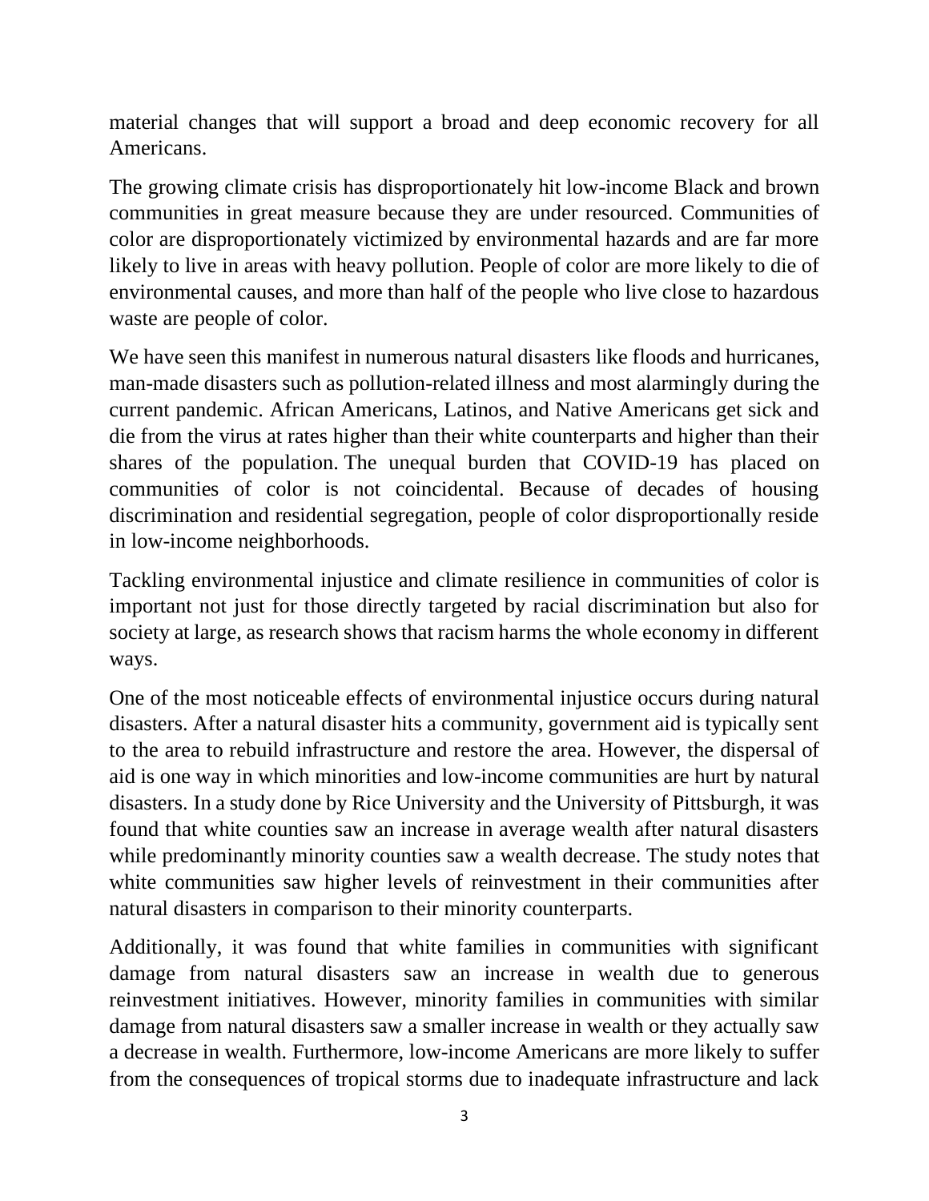material changes that will support a broad and deep economic recovery for all Americans.

The growing climate crisis has disproportionately hit low-income Black and brown communities in great measure because they are under resourced. Communities of color are disproportionately victimized by environmental hazards and are far more likely to live in areas with heavy pollution. People of color are more likely to die of environmental causes, and more than half of the people who live close to hazardous waste are people of color.

We have seen this manifest in numerous natural disasters like floods and hurricanes, man-made disasters such as pollution-related illness and most alarmingly during the current pandemic. African Americans, Latinos, and Native Americans get sick and die from the virus at rates higher than their white counterparts and higher than their shares of the population. The unequal burden that COVID-19 has placed on communities of color is not coincidental. Because of decades of housing discrimination and residential segregation, people of color disproportionally reside in low-income neighborhoods.

Tackling environmental injustice and climate resilience in communities of color is important not just for those directly targeted by racial discrimination but also for society at large, as research shows that racism harms the whole economy in different ways.

One of the most noticeable effects of environmental injustice occurs during natural disasters. After a natural disaster hits a community, government aid is typically sent to the area to rebuild infrastructure and restore the area. However, the dispersal of aid is one way in which minorities and low-income communities are hurt by natural disasters. In a study done by Rice University and the University of Pittsburgh, it was found that white counties saw an increase in average wealth after natural disasters while predominantly minority counties saw a wealth decrease. The study notes that white communities saw higher levels of reinvestment in their communities after natural disasters in comparison to their minority counterparts.

Additionally, it was found that white families in communities with significant damage from natural disasters saw an increase in wealth due to generous reinvestment initiatives. However, minority families in communities with similar damage from natural disasters saw a smaller increase in wealth or they actually saw a decrease in wealth. Furthermore, low-income Americans are more likely to suffer from the consequences of tropical storms due to inadequate infrastructure and lack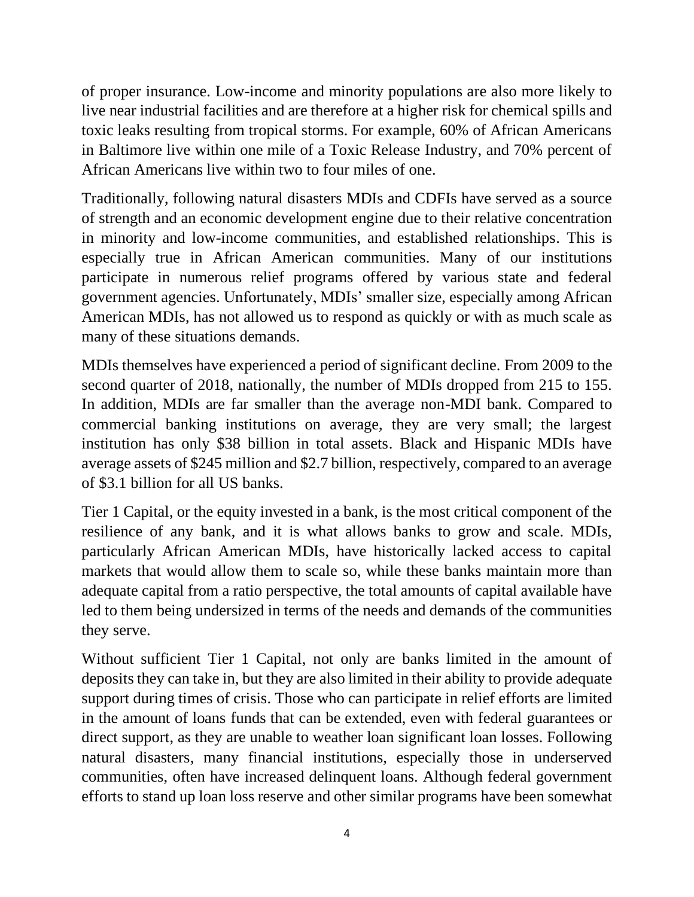of proper insurance. Low-income and minority populations are also more likely to live near industrial facilities and are therefore at a higher risk for chemical spills and toxic leaks resulting from tropical storms. For example, 60% of African Americans in Baltimore live within one mile of a Toxic Release Industry, and 70% percent of African Americans live within two to four miles of one.

Traditionally, following natural disasters MDIs and CDFIs have served as a source of strength and an economic development engine due to their relative concentration in minority and low-income communities, and established relationships. This is especially true in African American communities. Many of our institutions participate in numerous relief programs offered by various state and federal government agencies. Unfortunately, MDIs' smaller size, especially among African American MDIs, has not allowed us to respond as quickly or with as much scale as many of these situations demands.

MDIs themselves have experienced a period of significant decline. From 2009 to the second quarter of 2018, nationally, the number of MDIs dropped from 215 to 155. In addition, MDIs are far smaller than the average non-MDI bank. Compared to commercial banking institutions on average, they are very small; the largest institution has only $38 billion in total assets. Black and Hispanic MDIs have average assets of $245 million and $2.7 billion, respectively, compared to an average of $3.1 billion for all US banks.

Tier 1 Capital, or the equity invested in a bank, is the most critical component of the resilience of any bank, and it is what allows banks to grow and scale. MDIs, particularly African American MDIs, have historically lacked access to capital markets that would allow them to scale so, while these banks maintain more than adequate capital from a ratio perspective, the total amounts of capital available have led to them being undersized in terms of the needs and demands of the communities they serve.

Without sufficient Tier 1 Capital, not only are banks limited in the amount of deposits they can take in, but they are also limited in their ability to provide adequate support during times of crisis. Those who can participate in relief efforts are limited in the amount of loans funds that can be extended, even with federal guarantees or direct support, as they are unable to weather loan significant loan losses. Following natural disasters, many financial institutions, especially those in underserved communities, often have increased delinquent loans. Although federal government efforts to stand up loan loss reserve and other similar programs have been somewhat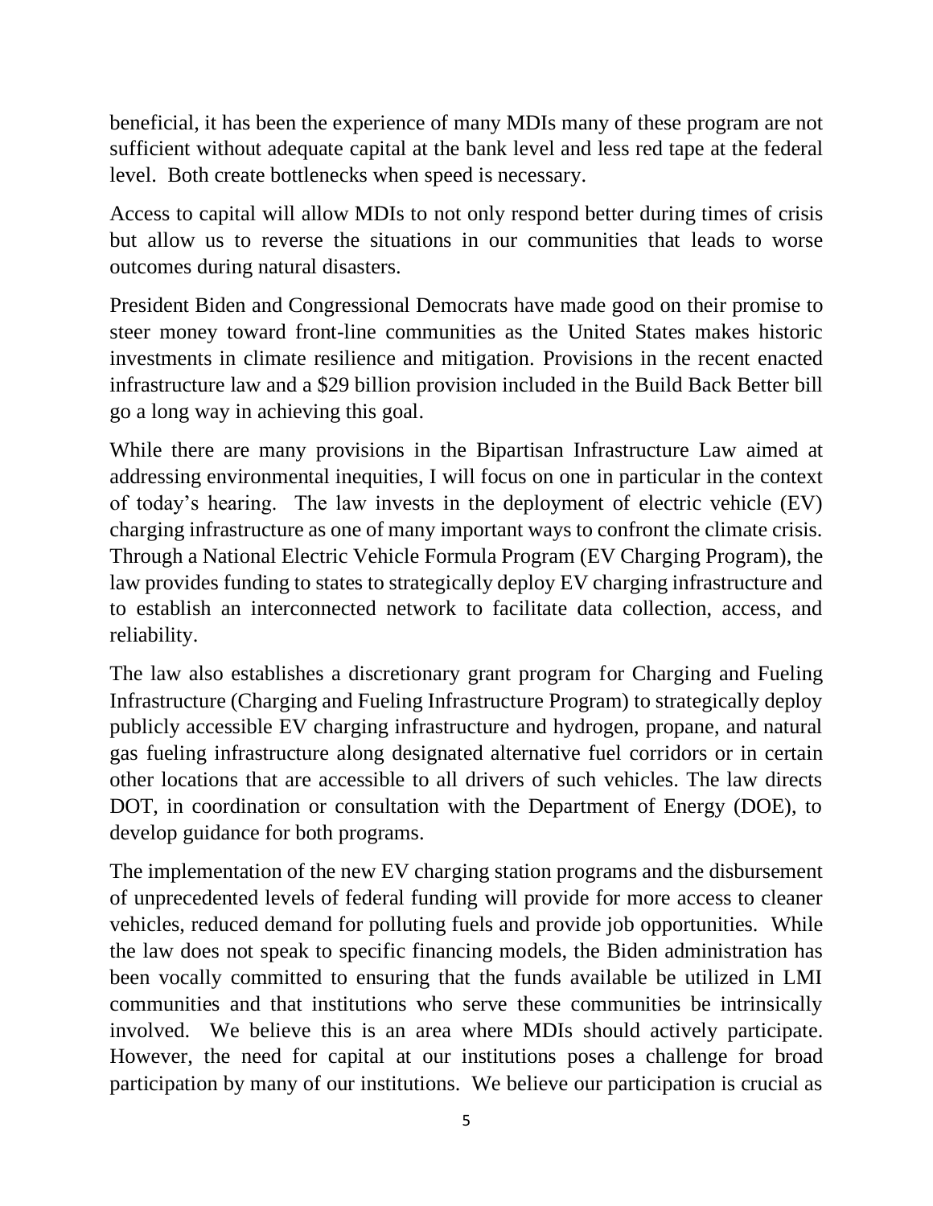beneficial, it has been the experience of many MDIs many of these program are not sufficient without adequate capital at the bank level and less red tape at the federal level. Both create bottlenecks when speed is necessary.

Access to capital will allow MDIs to not only respond better during times of crisis but allow us to reverse the situations in our communities that leads to worse outcomes during natural disasters.

President Biden and Congressional Democrats have made good on their promise to steer money toward front-line communities as the United States makes historic investments in climate resilience and mitigation. Provisions in the recent enacted infrastructure law and a $29 billion provision included in the Build Back Better bill go a long way in achieving this goal.

While there are many provisions in the Bipartisan Infrastructure Law aimed at addressing environmental inequities, I will focus on one in particular in the context of today's hearing. The law invests in the deployment of electric vehicle (EV) charging infrastructure as one of many important ways to confront the climate crisis. Through a National Electric Vehicle Formula Program (EV Charging Program), the law provides funding to states to strategically deploy EV charging infrastructure and to establish an interconnected network to facilitate data collection, access, and reliability.

The law also establishes a discretionary grant program for Charging and Fueling Infrastructure (Charging and Fueling Infrastructure Program) to strategically deploy publicly accessible EV charging infrastructure and hydrogen, propane, and natural gas fueling infrastructure along designated alternative fuel corridors or in certain other locations that are accessible to all drivers of such vehicles. The law directs DOT, in coordination or consultation with the Department of Energy (DOE), to develop guidance for both programs.

The implementation of the new EV charging station programs and the disbursement of unprecedented levels of federal funding will provide for more access to cleaner vehicles, reduced demand for polluting fuels and provide job opportunities. While the law does not speak to specific financing models, the Biden administration has been vocally committed to ensuring that the funds available be utilized in LMI communities and that institutions who serve these communities be intrinsically involved. We believe this is an area where MDIs should actively participate. However, the need for capital at our institutions poses a challenge for broad participation by many of our institutions. We believe our participation is crucial as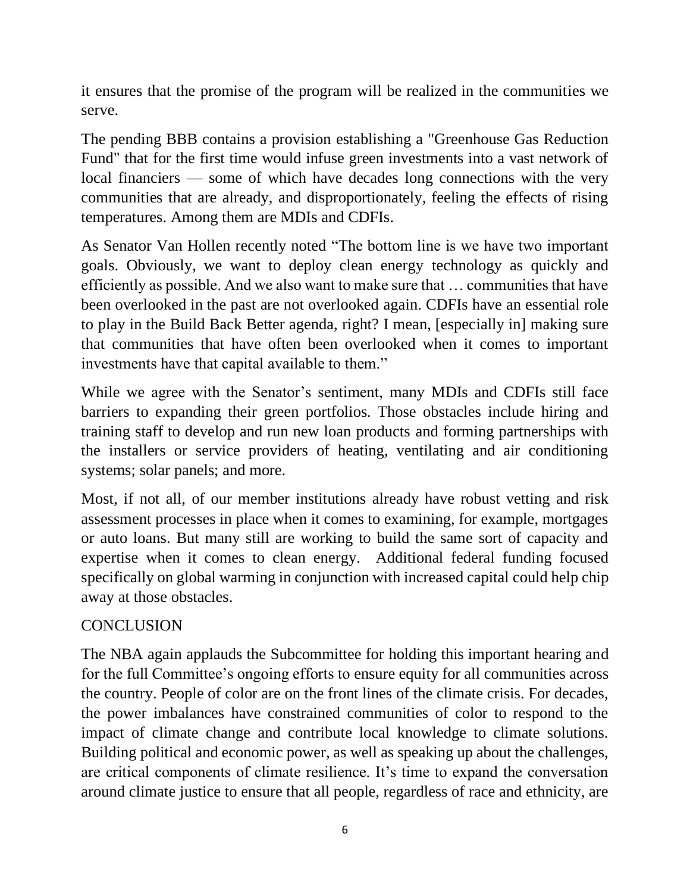it ensures that the promise of the program will be realized in the communities we serve.

The pending BBB contains a provision establishing a "Greenhouse Gas Reduction Fund" that for the first time would infuse green investments into a vast network of local financiers — some of which have decades long connections with the very communities that are already, and disproportionately, feeling the effects of rising temperatures. Among them are MDIs and CDFIs.

As Senator Van Hollen recently noted "The bottom line is we have two important goals. Obviously, we want to deploy clean energy technology as quickly and efficiently as possible. And we also want to make sure that … communities that have been overlooked in the past are not overlooked again. CDFIs have an essential role to play in the Build Back Better agenda, right? I mean, [especially in] making sure that communities that have often been overlooked when it comes to important investments have that capital available to them."

While we agree with the Senator's sentiment, many MDIs and CDFIs still face barriers to expanding their green portfolios. Those obstacles include hiring and training staff to develop and run new loan products and forming partnerships with the installers or service providers of heating, ventilating and air conditioning systems; solar panels; and more.

Most, if not all, of our member institutions already have robust vetting and risk assessment processes in place when it comes to examining, for example, mortgages or auto loans. But many still are working to build the same sort of capacity and expertise when it comes to clean energy. Additional federal funding focused specifically on global warming in conjunction with increased capital could help chip away at those obstacles.

## CONCLUSION

The NBA again applauds the Subcommittee for holding this important hearing and for the full Committee's ongoing efforts to ensure equity for all communities across the country. People of color are on the front lines of the climate crisis. For decades, the power imbalances have constrained communities of color to respond to the impact of climate change and contribute local knowledge to climate solutions. Building political and economic power, as well as speaking up about the challenges, are critical components of climate resilience. It's time to expand the conversation around climate justice to ensure that all people, regardless of race and ethnicity, are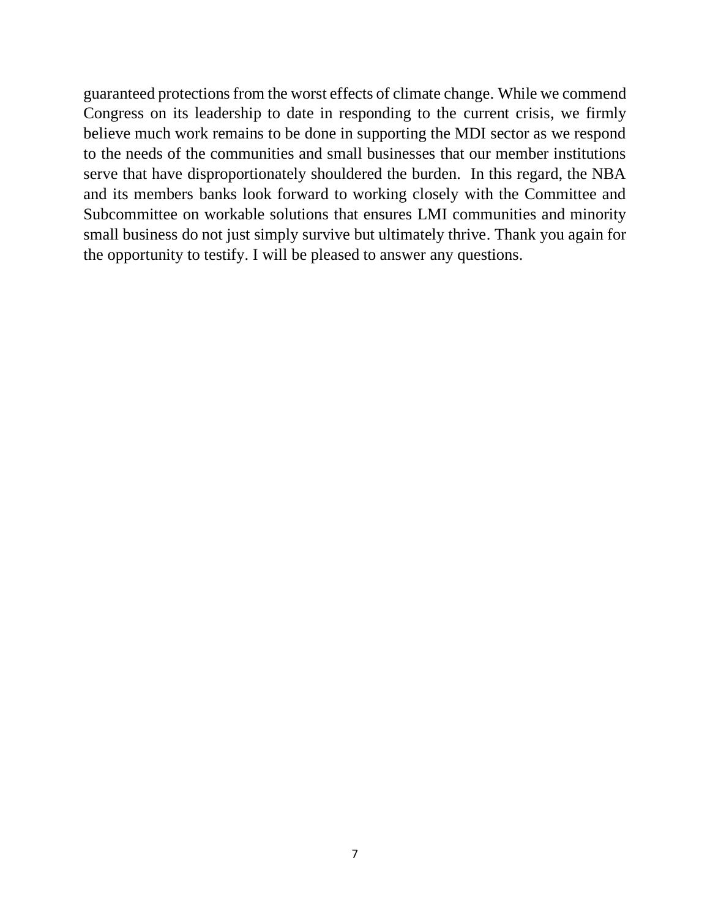guaranteed protections from the worst effects of climate change. While we commend Congress on its leadership to date in responding to the current crisis, we firmly believe much work remains to be done in supporting the MDI sector as we respond to the needs of the communities and small businesses that our member institutions serve that have disproportionately shouldered the burden. In this regard, the NBA and its members banks look forward to working closely with the Committee and Subcommittee on workable solutions that ensures LMI communities and minority small business do not just simply survive but ultimately thrive. Thank you again for the opportunity to testify. I will be pleased to answer any questions.